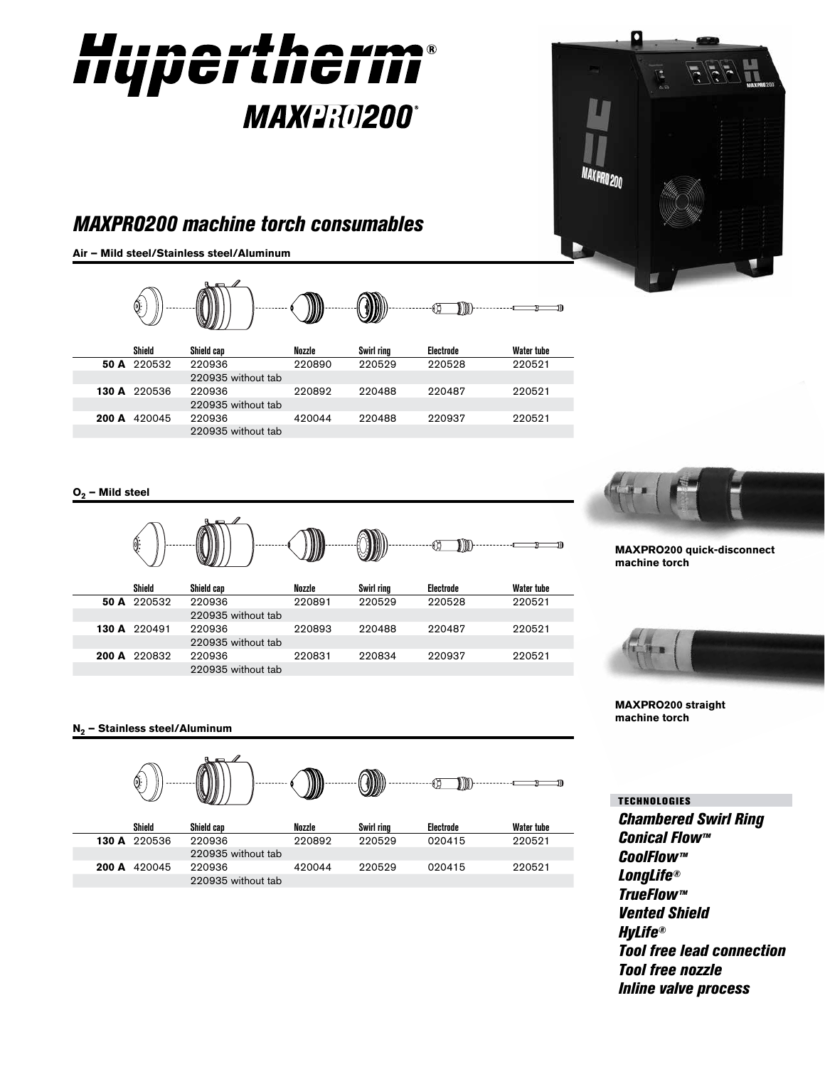# Hypertherm®

## MAXPRO200®

## *MAXPRO200 machine torch consumables*

### Air – Mild steel/Stainless steel/Aluminum

| | Shield | Shield cap | Nozzle | Swirl ring | Electrode | Water tube |
|---|---|---|---|---|---|---|
| **50 A** | 220532 | 220936 | 220890 | 220529 | 220528 | 220521 |
| | | 220935 without tab | | | | |
| **130 A** | 220536 | 220936 | 220892 | 220488 | 220487 | 220521 |
| | | 220935 without tab | | | | |
| **200 A** | 420045 | 220936 | 420044 | 220488 | 220937 | 220521 |
| | | 220935 without tab | | | | |

### $O_2$ – Mild steel

| | Shield | Shield cap | Nozzle | Swirl ring | Electrode | Water tube |
|---|---|---|---|---|---|---|
| **50 A** | 220532 | 220936 | 220891 | 220529 | 220528 | 220521 |
| | | 220935 without tab | | | | |
| **130 A** | 220491 | 220936 | 220893 | 220488 | 220487 | 220521 |
| | | 220935 without tab | | | | |
| **200 A** | 220832 | 220936 | 220831 | 220834 | 220937 | 220521 |
| | | 220935 without tab | | | | |

### $N_2$ – Stainless steel/Aluminum

| | Shield | Shield cap | Nozzle | Swirl ring | Electrode | Water tube |
|---|---|---|---|---|---|---|
| **130 A** | 220536 | 220936 | 220892 | 220529 | 020415 | 220521 |
| | | 220935 without tab | | | | |
| **200 A** | 420045 | 220936 | 420044 | 220529 | 020415 | 220521 |
| | | 220935 without tab | | | | |

**MAXPRO200 quick-disconnect machine torch**

**MAXPRO200 straight machine torch**

**TECHNOLOGIES**

*Chambered Swirl Ring*
*Conical Flow™*
*CoolFlow™*
*LongLife®*
*TrueFlow™*
*Vented Shield*
*HyLife®*
*Tool free lead connection*
*Tool free nozzle*
*Inline valve process*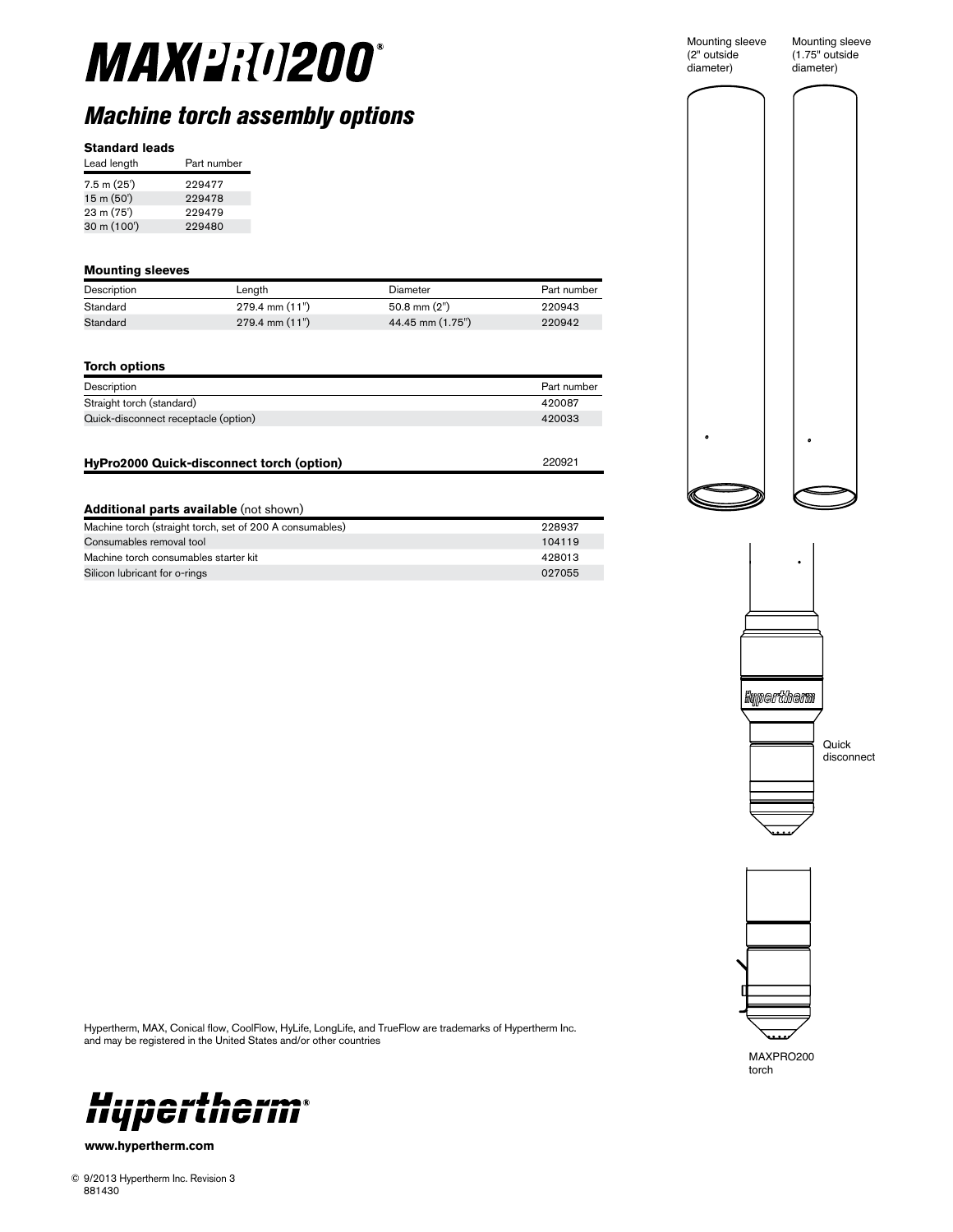# MAXPRO200®

## *Machine torch assembly options*

### Standard leads

| Lead length | Part number |
|---|---|
| 7.5 m (25') | 229477 |
| 15 m (50') | 229478 |
| 23 m (75') | 229479 |
| 30 m (100') | 229480 |

### Mounting sleeves

| Description | Length | Diameter | Part number |
|---|---|---|---|
| Standard | 279.4 mm (11") | 50.8 mm (2") | 220943 |
| Standard | 279.4 mm (11") | 44.45 mm (1.75") | 220942 |

### Torch options

| Description | Part number |
|---|---|
| Straight torch (standard) | 420087 |
| Quick-disconnect receptacle (option) | 420033 |

| HyPro2000 Quick-disconnect torch (option) | 220921 |
|---|---|

### Additional parts available (not shown)

| | |
|---|---|
| Machine torch (straight torch, set of 200 A consumables) | 228937 |
| Consumables removal tool | 104119 |
| Machine torch consumables starter kit | 428013 |
| Silicon lubricant for o-rings | 027055 |

Mounting sleeve (2" outside diameter)

Mounting sleeve (1.75" outside diameter)

Quick disconnect

MAXPRO200 torch

Hypertherm, MAX, Conical flow, CoolFlow, HyLife, LongLife, and TrueFlow are trademarks of Hypertherm Inc. and may be registered in the United States and/or other countries

Hypertherm®

**www.hypertherm.com**

© 9/2013 Hypertherm Inc. Revision 3
881430